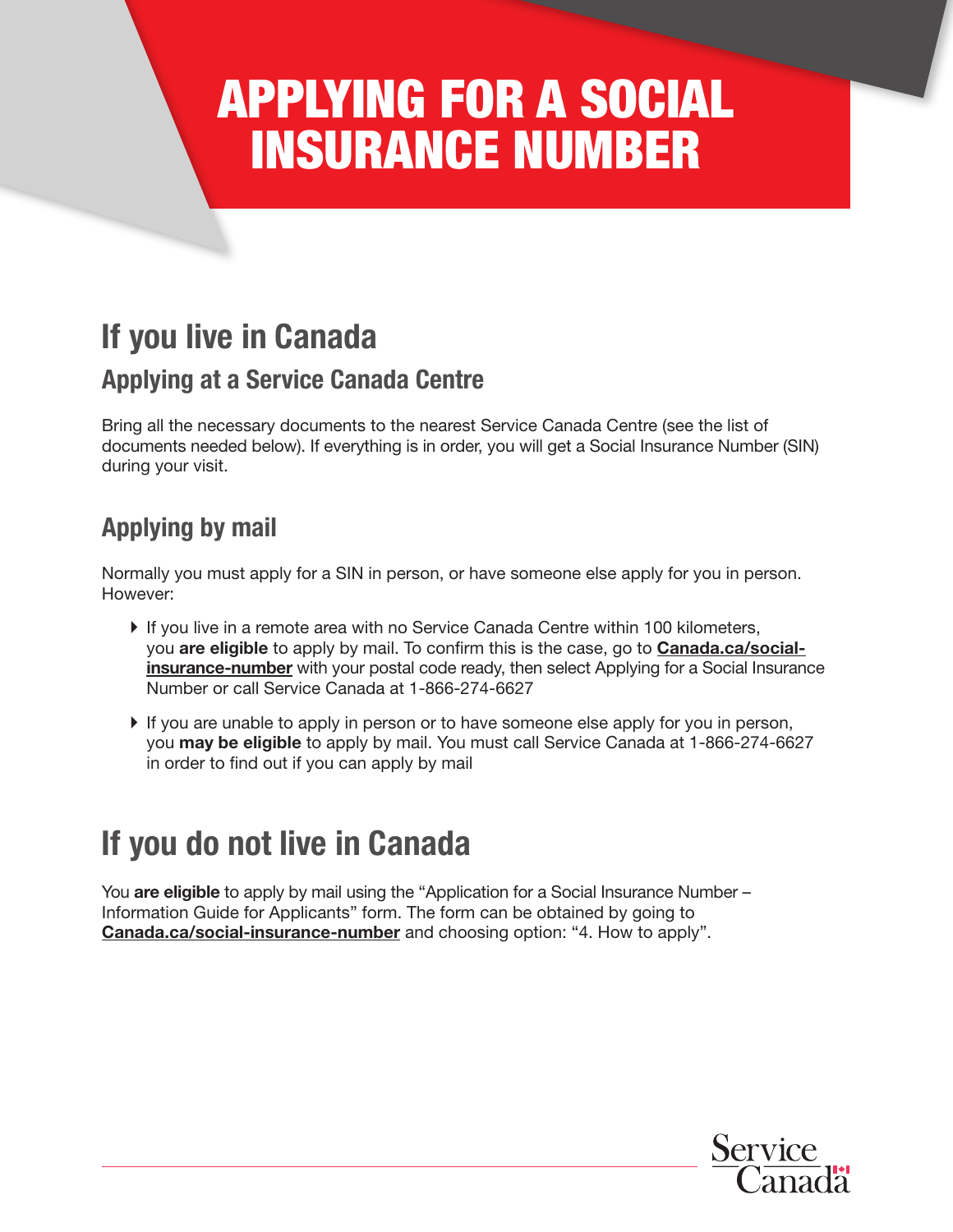# APPLYING FOR A SOCIAL INSURANCE NUMBER

## If you live in Canada

### Applying at a Service Canada Centre

Bring all the necessary documents to the nearest Service Canada Centre (see the list of documents needed below). If everything is in order, you will get a Social Insurance Number (SIN) during your visit.

### Applying by mail

Normally you must apply for a SIN in person, or have someone else apply for you in person. However:

- If you live in a remote area with no Service Canada Centre within 100 kilometers, you **are eligible** to apply by mail. To confirm this is the case, go to **Canada.ca/social-insurance-number** with your postal code ready, then select Applying for a Social Insurance Number or call Service Canada at 1-866-274-6627
- If you are unable to apply in person or to have someone else apply for you in person, you **may be eligible** to apply by mail. You must call Service Canada at 1-866-274-6627 in order to find out if you can apply by mail

## If you do not live in Canada

You **are eligible** to apply by mail using the “Application for a Social Insurance Number – Information Guide for Applicants” form. The form can be obtained by going to **Canada.ca/social-insurance-number** and choosing option: “4. How to apply”.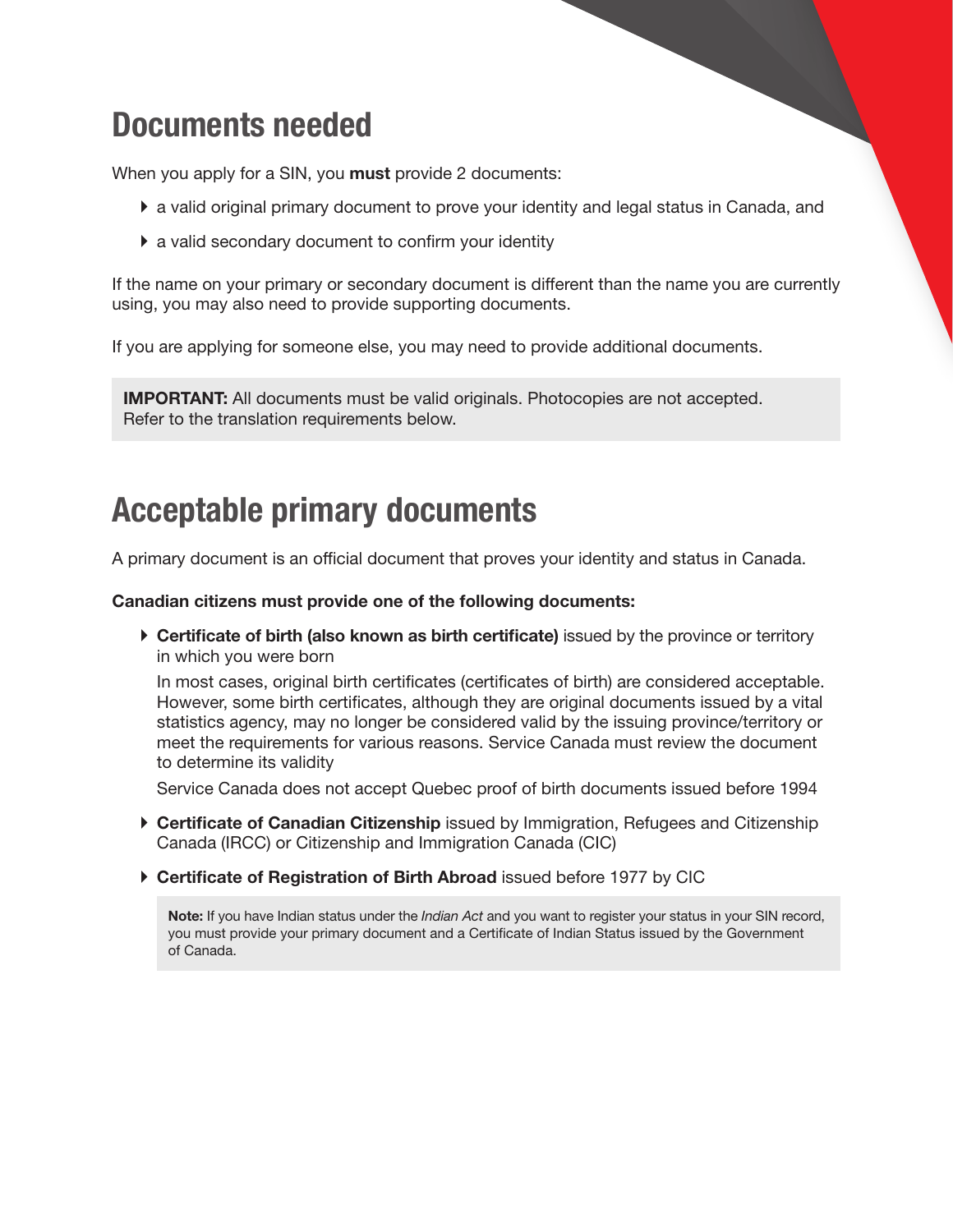## Documents needed

When you apply for a SIN, you **must** provide 2 documents:

- a valid original primary document to prove your identity and legal status in Canada, and
- a valid secondary document to confirm your identity

If the name on your primary or secondary document is different than the name you are currently using, you may also need to provide supporting documents.

If you are applying for someone else, you may need to provide additional documents.

> **IMPORTANT:** All documents must be valid originals. Photocopies are not accepted. Refer to the translation requirements below.

## Acceptable primary documents

A primary document is an official document that proves your identity and status in Canada.

**Canadian citizens must provide one of the following documents:**

- **Certificate of birth (also known as birth certificate)** issued by the province or territory in which you were born

  In most cases, original birth certificates (certificates of birth) are considered acceptable. However, some birth certificates, although they are original documents issued by a vital statistics agency, may no longer be considered valid by the issuing province/territory or meet the requirements for various reasons. Service Canada must review the document to determine its validity

  Service Canada does not accept Quebec proof of birth documents issued before 1994

- **Certificate of Canadian Citizenship** issued by Immigration, Refugees and Citizenship Canada (IRCC) or Citizenship and Immigration Canada (CIC)
- **Certificate of Registration of Birth Abroad** issued before 1977 by CIC

> **Note:** If you have Indian status under the *Indian Act* and you want to register your status in your SIN record, you must provide your primary document and a Certificate of Indian Status issued by the Government of Canada.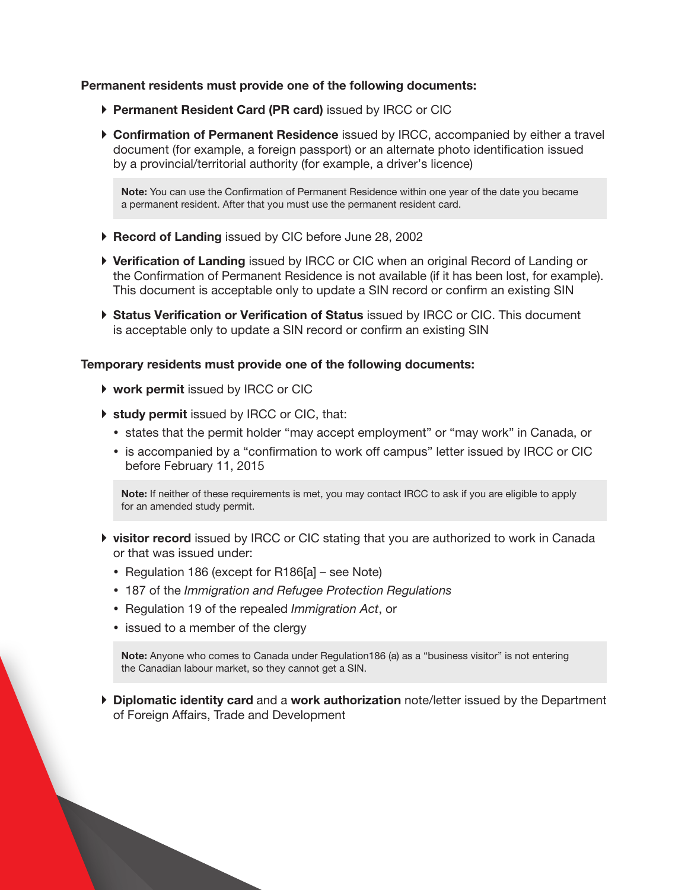**Permanent residents must provide one of the following documents:**

- **Permanent Resident Card (PR card)** issued by IRCC or CIC
- **Confirmation of Permanent Residence** issued by IRCC, accompanied by either a travel document (for example, a foreign passport) or an alternate photo identification issued by a provincial/territorial authority (for example, a driver's licence)

> **Note:** You can use the Confirmation of Permanent Residence within one year of the date you became a permanent resident. After that you must use the permanent resident card.

- **Record of Landing** issued by CIC before June 28, 2002
- **Verification of Landing** issued by IRCC or CIC when an original Record of Landing or the Confirmation of Permanent Residence is not available (if it has been lost, for example). This document is acceptable only to update a SIN record or confirm an existing SIN
- **Status Verification or Verification of Status** issued by IRCC or CIC. This document is acceptable only to update a SIN record or confirm an existing SIN

**Temporary residents must provide one of the following documents:**

- **work permit** issued by IRCC or CIC
- **study permit** issued by IRCC or CIC, that:
  - states that the permit holder "may accept employment" or "may work" in Canada, or
  - is accompanied by a "confirmation to work off campus" letter issued by IRCC or CIC before February 11, 2015

> **Note:** If neither of these requirements is met, you may contact IRCC to ask if you are eligible to apply for an amended study permit.

- **visitor record** issued by IRCC or CIC stating that you are authorized to work in Canada or that was issued under:
  - Regulation 186 (except for R186[a] – see Note)
  - 187 of the *Immigration and Refugee Protection Regulations*
  - Regulation 19 of the repealed *Immigration Act*, or
  - issued to a member of the clergy

> **Note:** Anyone who comes to Canada under Regulation186 (a) as a "business visitor" is not entering the Canadian labour market, so they cannot get a SIN.

- **Diplomatic identity card** and a **work authorization** note/letter issued by the Department of Foreign Affairs, Trade and Development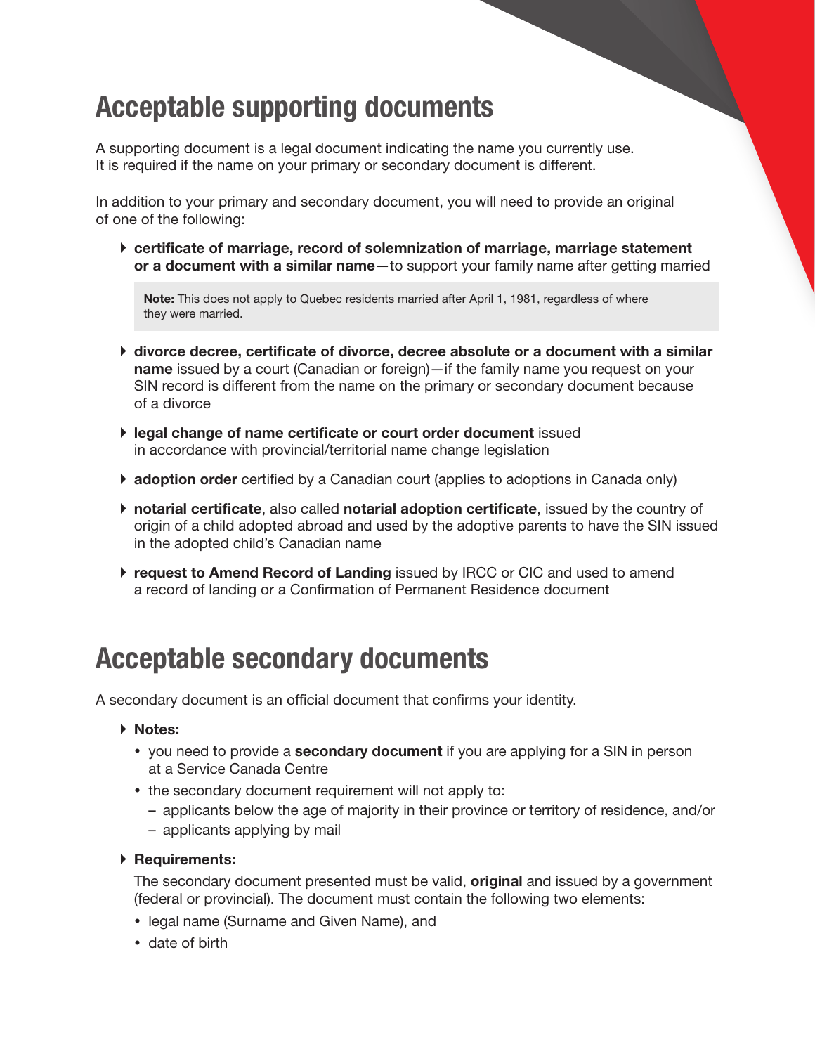## Acceptable supporting documents

A supporting document is a legal document indicating the name you currently use. It is required if the name on your primary or secondary document is different.

In addition to your primary and secondary document, you will need to provide an original of one of the following:

- **certificate of marriage, record of solemnization of marriage, marriage statement or a document with a similar name**—to support your family name after getting married

  > **Note:** This does not apply to Quebec residents married after April 1, 1981, regardless of where they were married.

- **divorce decree, certificate of divorce, decree absolute or a document with a similar name** issued by a court (Canadian or foreign)—if the family name you request on your SIN record is different from the name on the primary or secondary document because of a divorce
- **legal change of name certificate or court order document** issued in accordance with provincial/territorial name change legislation
- **adoption order** certified by a Canadian court (applies to adoptions in Canada only)
- **notarial certificate**, also called **notarial adoption certificate**, issued by the country of origin of a child adopted abroad and used by the adoptive parents to have the SIN issued in the adopted child's Canadian name
- **request to Amend Record of Landing** issued by IRCC or CIC and used to amend a record of landing or a Confirmation of Permanent Residence document

## Acceptable secondary documents

A secondary document is an official document that confirms your identity.

- **Notes:**
  - you need to provide a **secondary document** if you are applying for a SIN in person at a Service Canada Centre
  - the secondary document requirement will not apply to:
    - applicants below the age of majority in their province or territory of residence, and/or
    - applicants applying by mail
- **Requirements:**

  The secondary document presented must be valid, **original** and issued by a government (federal or provincial). The document must contain the following two elements:
  - legal name (Surname and Given Name), and
  - date of birth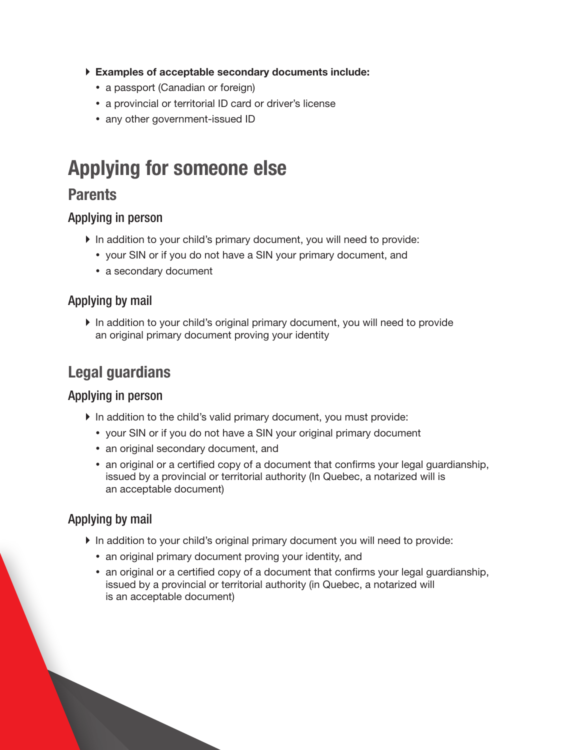- **Examples of acceptable secondary documents include:**
  - a passport (Canadian or foreign)
  - a provincial or territorial ID card or driver's license
  - any other government-issued ID

# Applying for someone else

## Parents

### Applying in person

- In addition to your child's primary document, you will need to provide:
  - your SIN or if you do not have a SIN your primary document, and
  - a secondary document

### Applying by mail

- In addition to your child's original primary document, you will need to provide an original primary document proving your identity

## Legal guardians

### Applying in person

- In addition to the child's valid primary document, you must provide:
  - your SIN or if you do not have a SIN your original primary document
  - an original secondary document, and
  - an original or a certified copy of a document that confirms your legal guardianship, issued by a provincial or territorial authority (In Quebec, a notarized will is an acceptable document)

### Applying by mail

- In addition to your child's original primary document you will need to provide:
  - an original primary document proving your identity, and
  - an original or a certified copy of a document that confirms your legal guardianship, issued by a provincial or territorial authority (in Quebec, a notarized will is an acceptable document)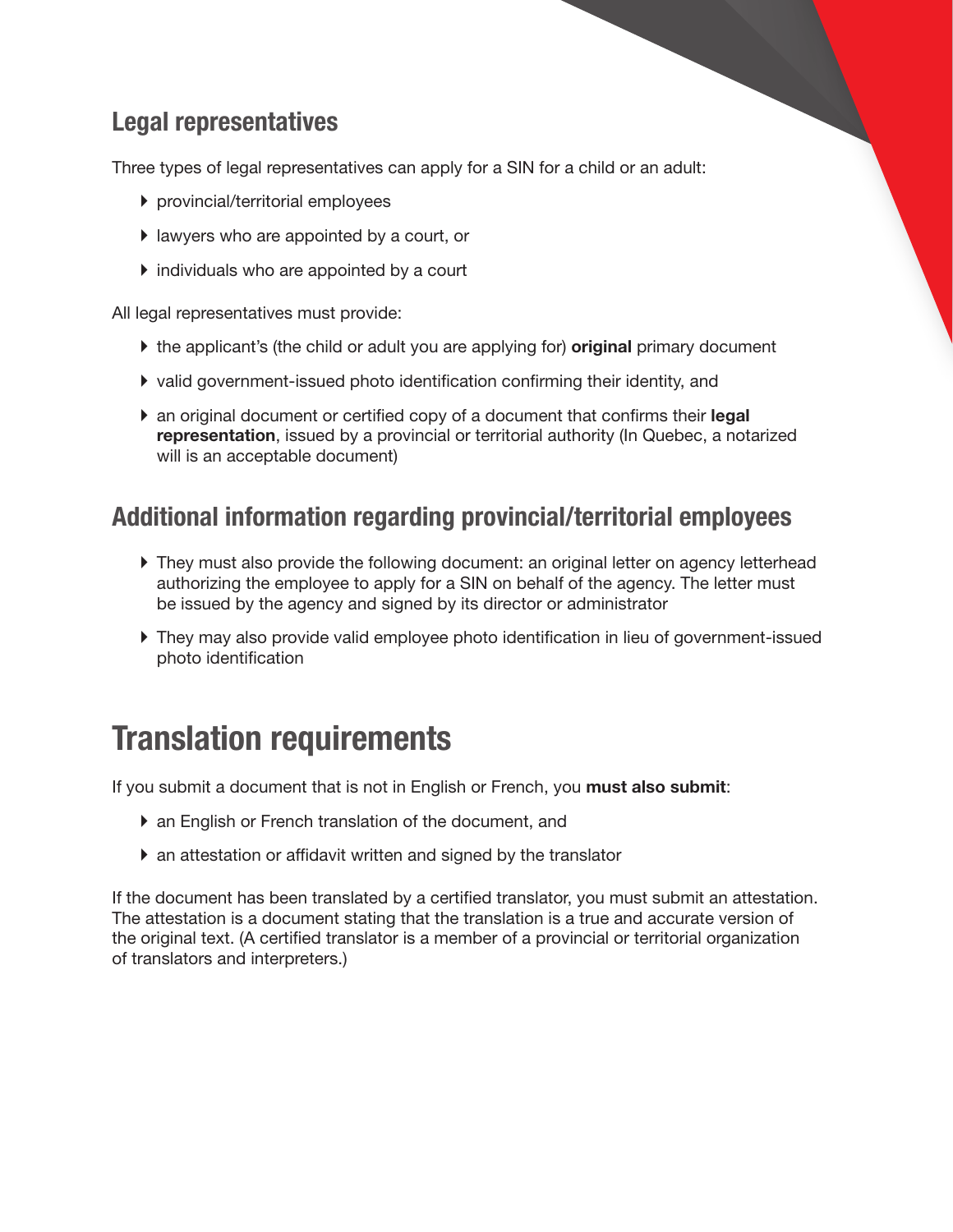## Legal representatives

Three types of legal representatives can apply for a SIN for a child or an adult:

- provincial/territorial employees
- lawyers who are appointed by a court, or
- individuals who are appointed by a court

All legal representatives must provide:

- the applicant's (the child or adult you are applying for) **original** primary document
- valid government-issued photo identification confirming their identity, and
- an original document or certified copy of a document that confirms their **legal representation**, issued by a provincial or territorial authority (In Quebec, a notarized will is an acceptable document)

## Additional information regarding provincial/territorial employees

- They must also provide the following document: an original letter on agency letterhead authorizing the employee to apply for a SIN on behalf of the agency. The letter must be issued by the agency and signed by its director or administrator
- They may also provide valid employee photo identification in lieu of government-issued photo identification

# Translation requirements

If you submit a document that is not in English or French, you **must also submit**:

- an English or French translation of the document, and
- an attestation or affidavit written and signed by the translator

If the document has been translated by a certified translator, you must submit an attestation. The attestation is a document stating that the translation is a true and accurate version of the original text. (A certified translator is a member of a provincial or territorial organization of translators and interpreters.)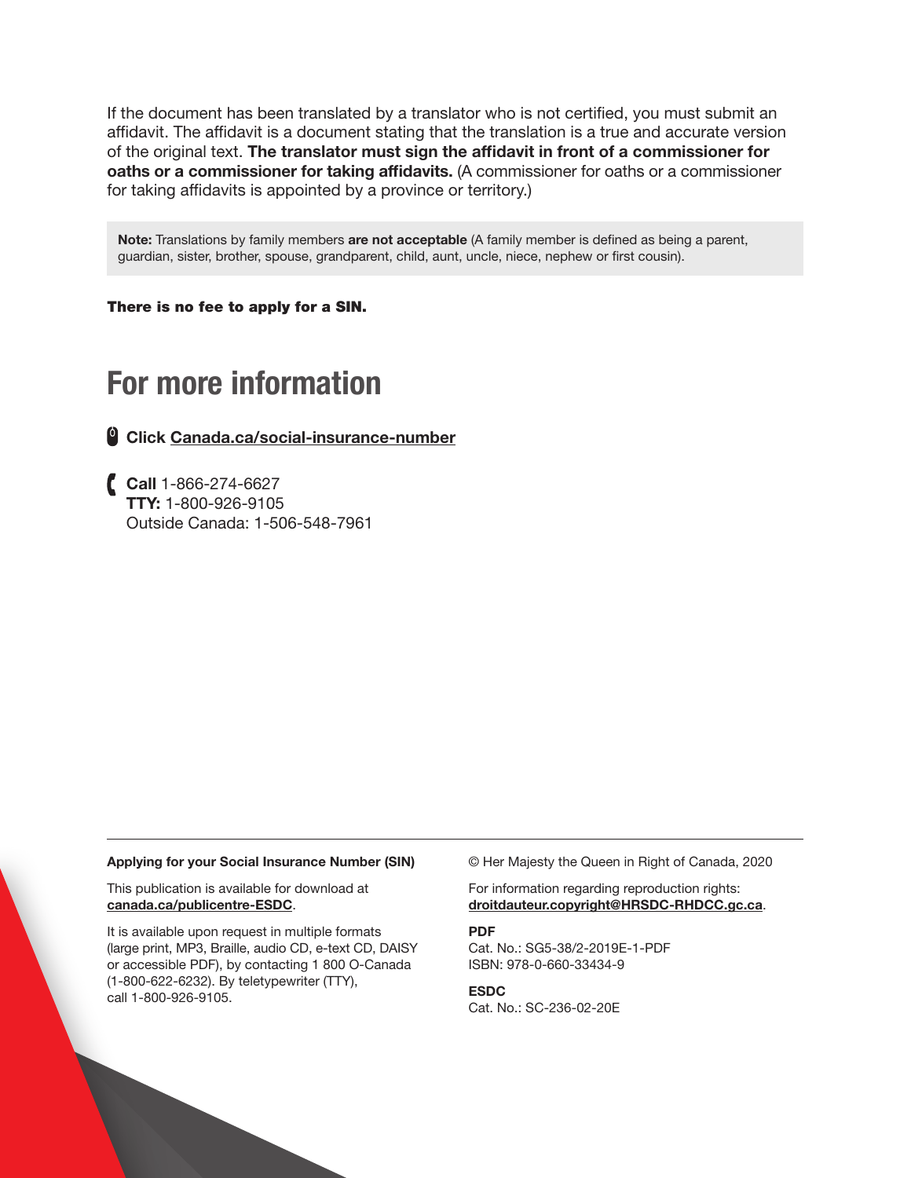If the document has been translated by a translator who is not certified, you must submit an affidavit. The affidavit is a document stating that the translation is a true and accurate version of the original text. **The translator must sign the affidavit in front of a commissioner for oaths or a commissioner for taking affidavits.** (A commissioner for oaths or a commissioner for taking affidavits is appointed by a province or territory.)

> **Note:** Translations by family members **are not acceptable** (A family member is defined as being a parent, guardian, sister, brother, spouse, grandparent, child, aunt, uncle, niece, nephew or first cousin).

**There is no fee to apply for a SIN.**

## For more information

**Click** Canada.ca/social-insurance-number

**Call** 1-866-274-6627
**TTY:** 1-800-926-9105
Outside Canada: 1-506-548-7961

---

**Applying for your Social Insurance Number (SIN)**

This publication is available for download at **canada.ca/publicentre-ESDC**.

It is available upon request in multiple formats (large print, MP3, Braille, audio CD, e-text CD, DAISY or accessible PDF), by contacting 1 800 O-Canada (1-800-622-6232). By teletypewriter (TTY), call 1-800-926-9105.

© Her Majesty the Queen in Right of Canada, 2020

For information regarding reproduction rights: **droitdauteur.copyright@HRSDC-RHDCC.gc.ca**.

**PDF**
Cat. No.: SG5-38/2-2019E-1-PDF
ISBN: 978-0-660-33434-9

**ESDC**
Cat. No.: SC-236-02-20E